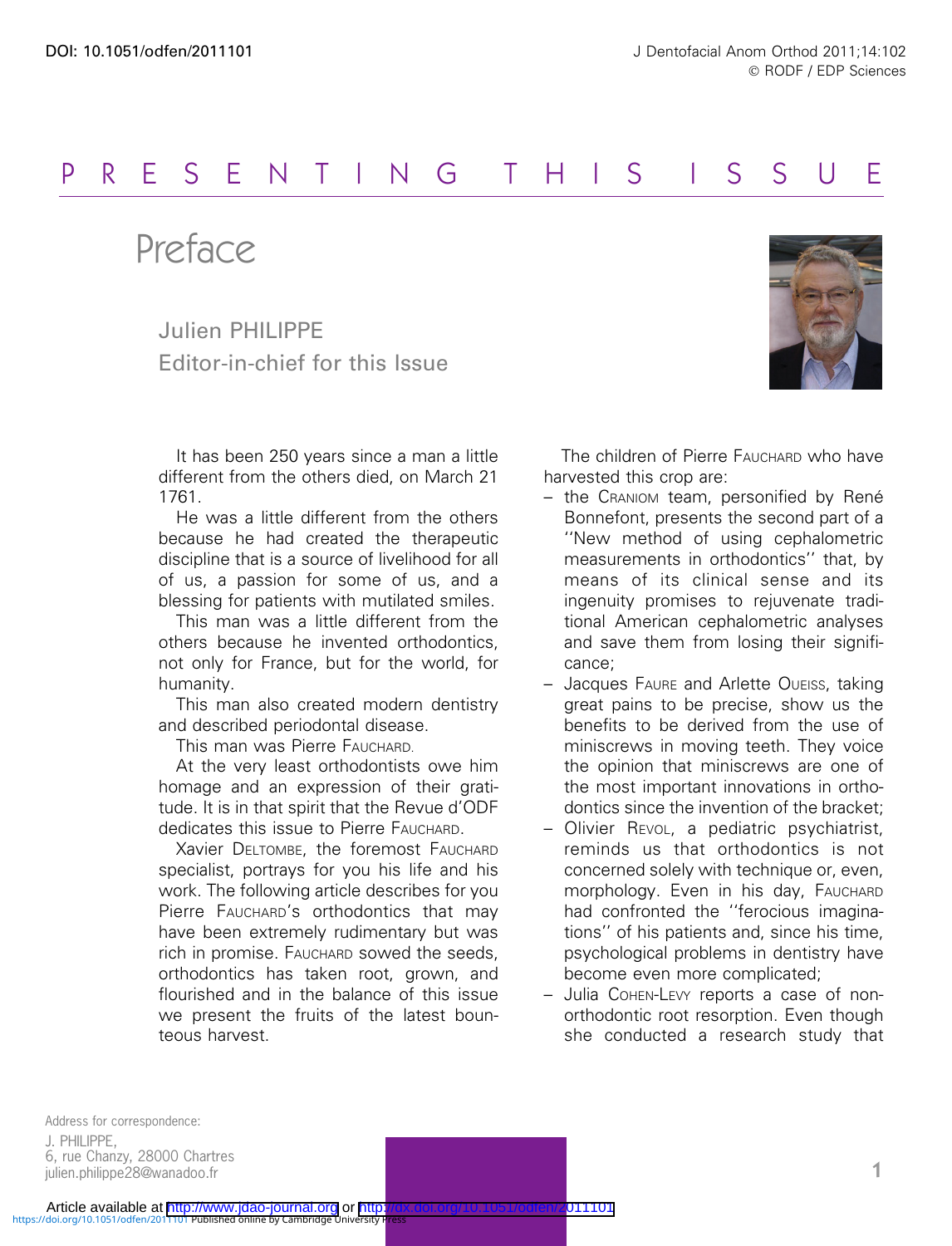PRESENTING THIS ISSUE

# Preface

Julien PHILIPPE
Editor-in-chief for this Issue

It has been 250 years since a man a little different from the others died, on March 21 1761.

He was a little different from the others because he had created the therapeutic discipline that is a source of livelihood for all of us, a passion for some of us, and a blessing for patients with mutilated smiles.

This man was a little different from the others because he invented orthodontics, not only for France, but for the world, for humanity.

This man also created modern dentistry and described periodontal disease.

This man was Pierre FAUCHARD.

At the very least orthodontists owe him homage and an expression of their gratitude. It is in that spirit that the Revue d'ODF dedicates this issue to Pierre FAUCHARD.

Xavier DELTOMBE, the foremost FAUCHARD specialist, portrays for you his life and his work. The following article describes for you Pierre FAUCHARD's orthodontics that may have been extremely rudimentary but was rich in promise. FAUCHARD sowed the seeds, orthodontics has taken root, grown, and flourished and in the balance of this issue we present the fruits of the latest bounteous harvest.

The children of Pierre FAUCHARD who have harvested this crop are:

- the CRANIOM team, personified by René Bonnefont, presents the second part of a ''New method of using cephalometric measurements in orthodontics'' that, by means of its clinical sense and its ingenuity promises to rejuvenate traditional American cephalometric analyses and save them from losing their significance;
- Jacques FAURE and Arlette OUEISS, taking great pains to be precise, show us the benefits to be derived from the use of miniscrews in moving teeth. They voice the opinion that miniscrews are one of the most important innovations in orthodontics since the invention of the bracket;
- Olivier REVOL, a pediatric psychiatrist, reminds us that orthodontics is not concerned solely with technique or, even, morphology. Even in his day, FAUCHARD had confronted the ''ferocious imaginations'' of his patients and, since his time, psychological problems in dentistry have become even more complicated;
- Julia COHEN-LEVY reports a case of non-orthodontic root resorption. Even though she conducted a research study that

Address for correspondence:
J. PHILIPPE,
6, rue Chanzy, 28000 Chartres
julien.philippe28@wanadoo.fr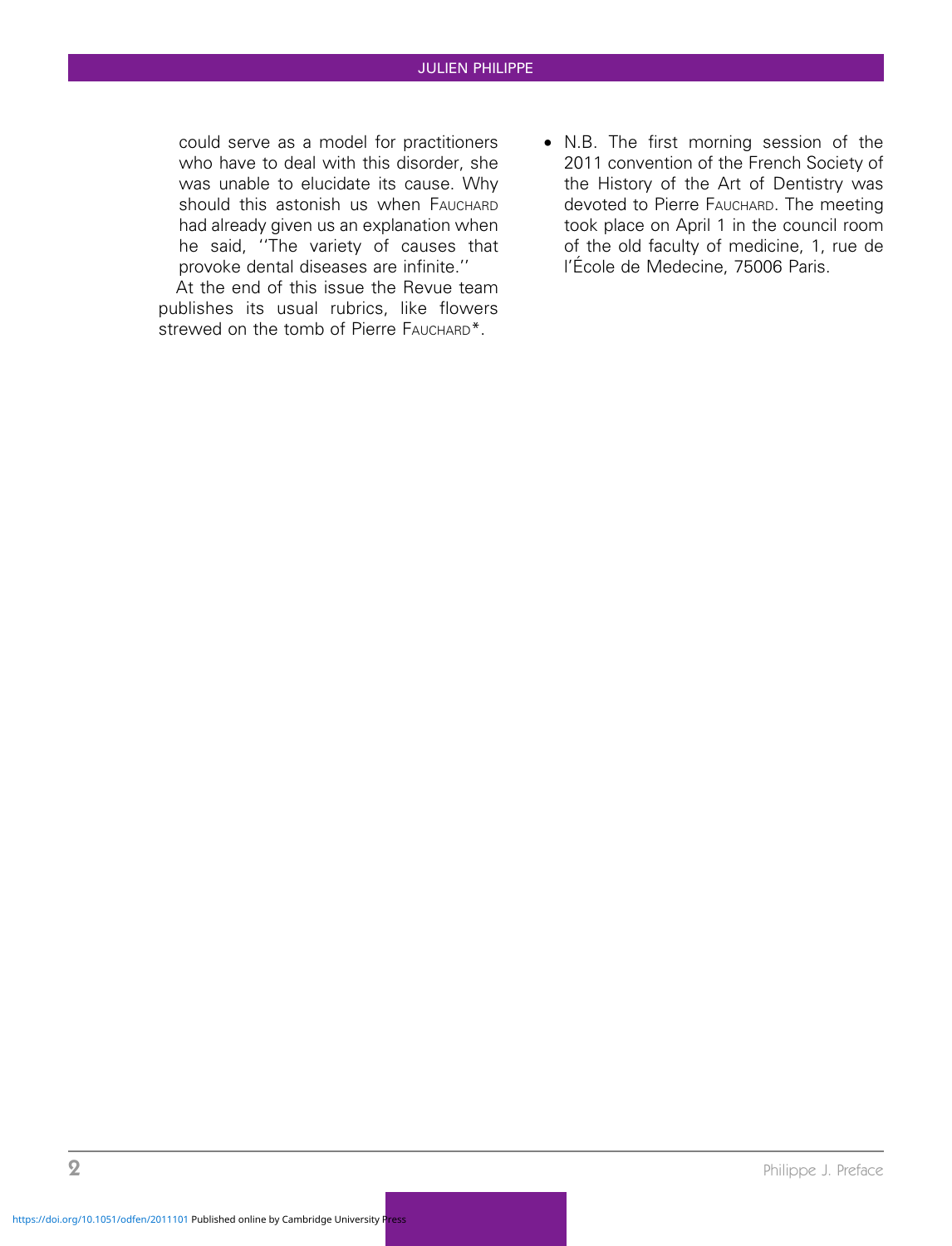could serve as a model for practitioners who have to deal with this disorder, she was unable to elucidate its cause. Why should this astonish us when Fauchard had already given us an explanation when he said, ''The variety of causes that provoke dental diseases are infinite.''

At the end of this issue the Revue team publishes its usual rubrics, like flowers strewed on the tomb of Pierre Fauchard*.

- N.B. The first morning session of the 2011 convention of the French Society of the History of the Art of Dentistry was devoted to Pierre Fauchard. The meeting took place on April 1 in the council room of the old faculty of medicine, 1, rue de l'École de Medecine, 75006 Paris.